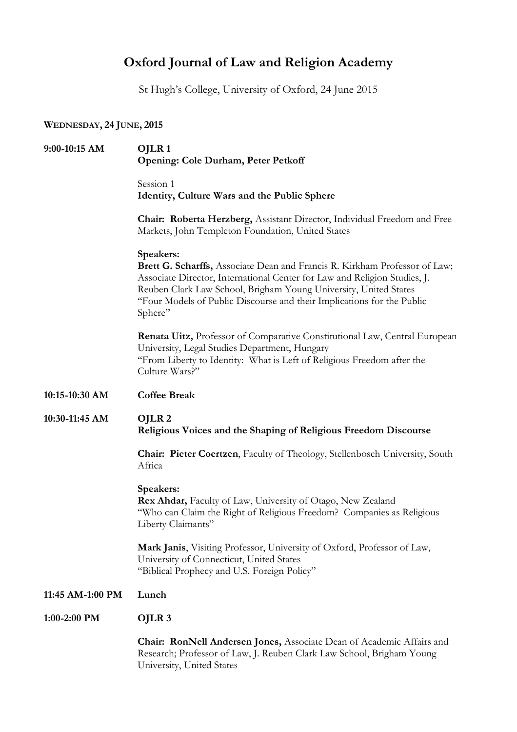# Oxford Journal of Law and Religion Academy

St Hugh's College, University of Oxford, 24 June 2015

## Wednesday, 24 June, 2015

**9:00-10:15 AM**

**OJLR 1**
**Opening: Cole Durham, Peter Petkoff**

Session 1
**Identity, Culture Wars and the Public Sphere**

**Chair: Roberta Herzberg,** Assistant Director, Individual Freedom and Free Markets, John Templeton Foundation, United States

**Speakers:**

**Brett G. Scharffs,** Associate Dean and Francis R. Kirkham Professor of Law; Associate Director, International Center for Law and Religion Studies, J. Reuben Clark Law School, Brigham Young University, United States
"Four Models of Public Discourse and their Implications for the Public Sphere"

**Renata Uitz,** Professor of Comparative Constitutional Law, Central European University, Legal Studies Department, Hungary
"From Liberty to Identity: What is Left of Religious Freedom after the Culture Wars?"

**10:15-10:30 AM** **Coffee Break**

**10:30-11:45 AM**

**OJLR 2**
**Religious Voices and the Shaping of Religious Freedom Discourse**

**Chair: Pieter Coertzen**, Faculty of Theology, Stellenbosch University, South Africa

**Speakers:**

**Rex Ahdar,** Faculty of Law, University of Otago, New Zealand
"Who can Claim the Right of Religious Freedom? Companies as Religious Liberty Claimants"

**Mark Janis**, Visiting Professor, University of Oxford, Professor of Law, University of Connecticut, United States
"Biblical Prophecy and U.S. Foreign Policy"

**11:45 AM-1:00 PM** **Lunch**

**1:00-2:00 PM** **OJLR 3**

**Chair: RonNell Andersen Jones,** Associate Dean of Academic Affairs and Research; Professor of Law, J. Reuben Clark Law School, Brigham Young University, United States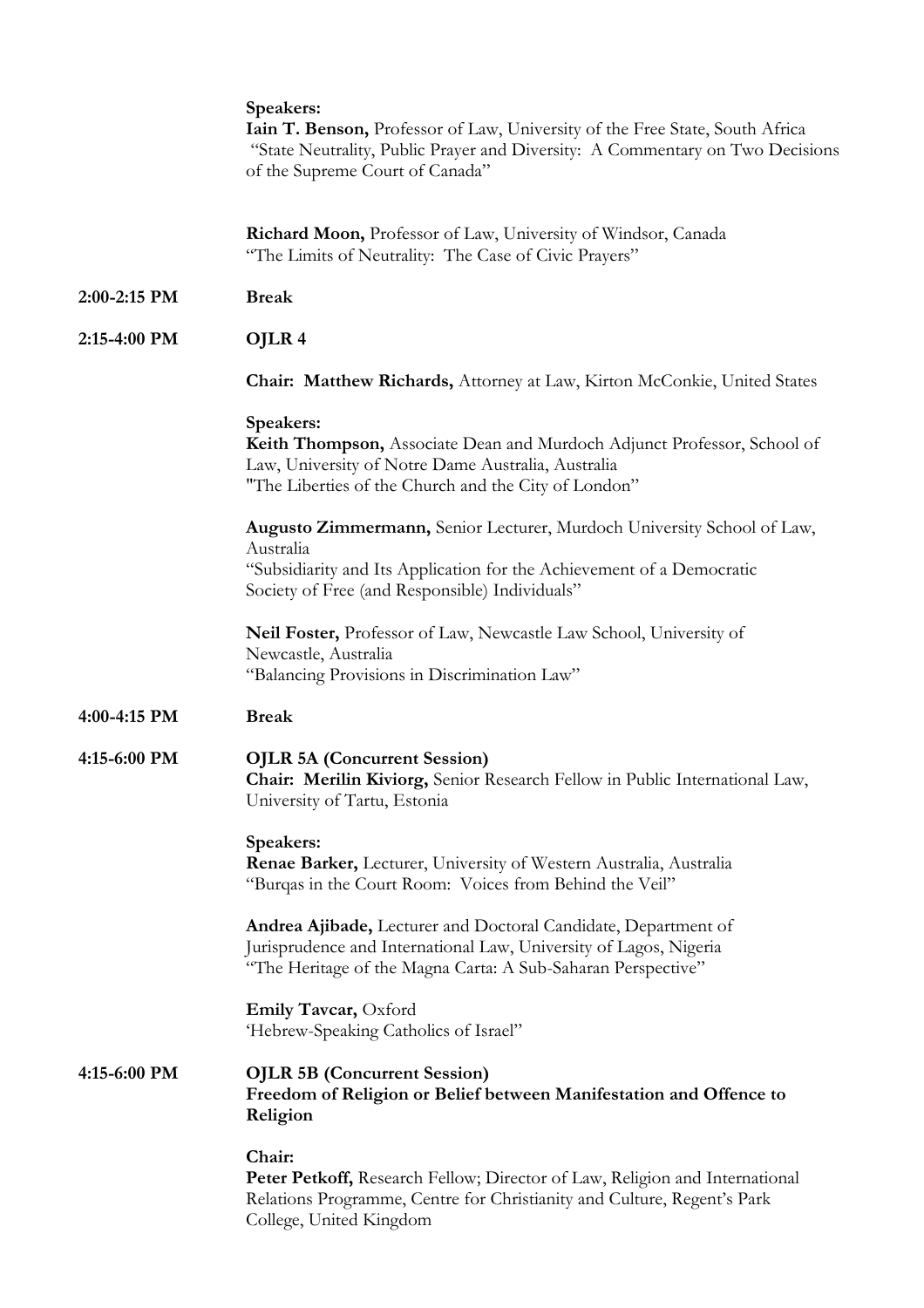**Speakers:**
**Iain T. Benson,** Professor of Law, University of the Free State, South Africa
"State Neutrality, Public Prayer and Diversity: A Commentary on Two Decisions of the Supreme Court of Canada"

**Richard Moon,** Professor of Law, University of Windsor, Canada
"The Limits of Neutrality: The Case of Civic Prayers"

**2:00-2:15 PM** **Break**

**2:15-4:00 PM** **OJLR 4**

**Chair: Matthew Richards,** Attorney at Law, Kirton McConkie, United States

**Speakers:**
**Keith Thompson,** Associate Dean and Murdoch Adjunct Professor, School of Law, University of Notre Dame Australia, Australia
"The Liberties of the Church and the City of London"

**Augusto Zimmermann,** Senior Lecturer, Murdoch University School of Law, Australia
"Subsidiarity and Its Application for the Achievement of a Democratic Society of Free (and Responsible) Individuals"

**Neil Foster,** Professor of Law, Newcastle Law School, University of Newcastle, Australia
"Balancing Provisions in Discrimination Law"

**4:00-4:15 PM** **Break**

**4:15-6:00 PM** **OJLR 5A (Concurrent Session)**
**Chair: Merilin Kiviorg,** Senior Research Fellow in Public International Law, University of Tartu, Estonia

**Speakers:**
**Renae Barker,** Lecturer, University of Western Australia, Australia
"Burqas in the Court Room: Voices from Behind the Veil"

**Andrea Ajibade,** Lecturer and Doctoral Candidate, Department of Jurisprudence and International Law, University of Lagos, Nigeria
"The Heritage of the Magna Carta: A Sub-Saharan Perspective"

**Emily Tavcar,** Oxford
'Hebrew-Speaking Catholics of Israel"

**4:15-6:00 PM** **OJLR 5B (Concurrent Session)**
**Freedom of Religion or Belief between Manifestation and Offence to Religion**

**Chair:**
**Peter Petkoff,** Research Fellow; Director of Law, Religion and International Relations Programme, Centre for Christianity and Culture, Regent's Park College, United Kingdom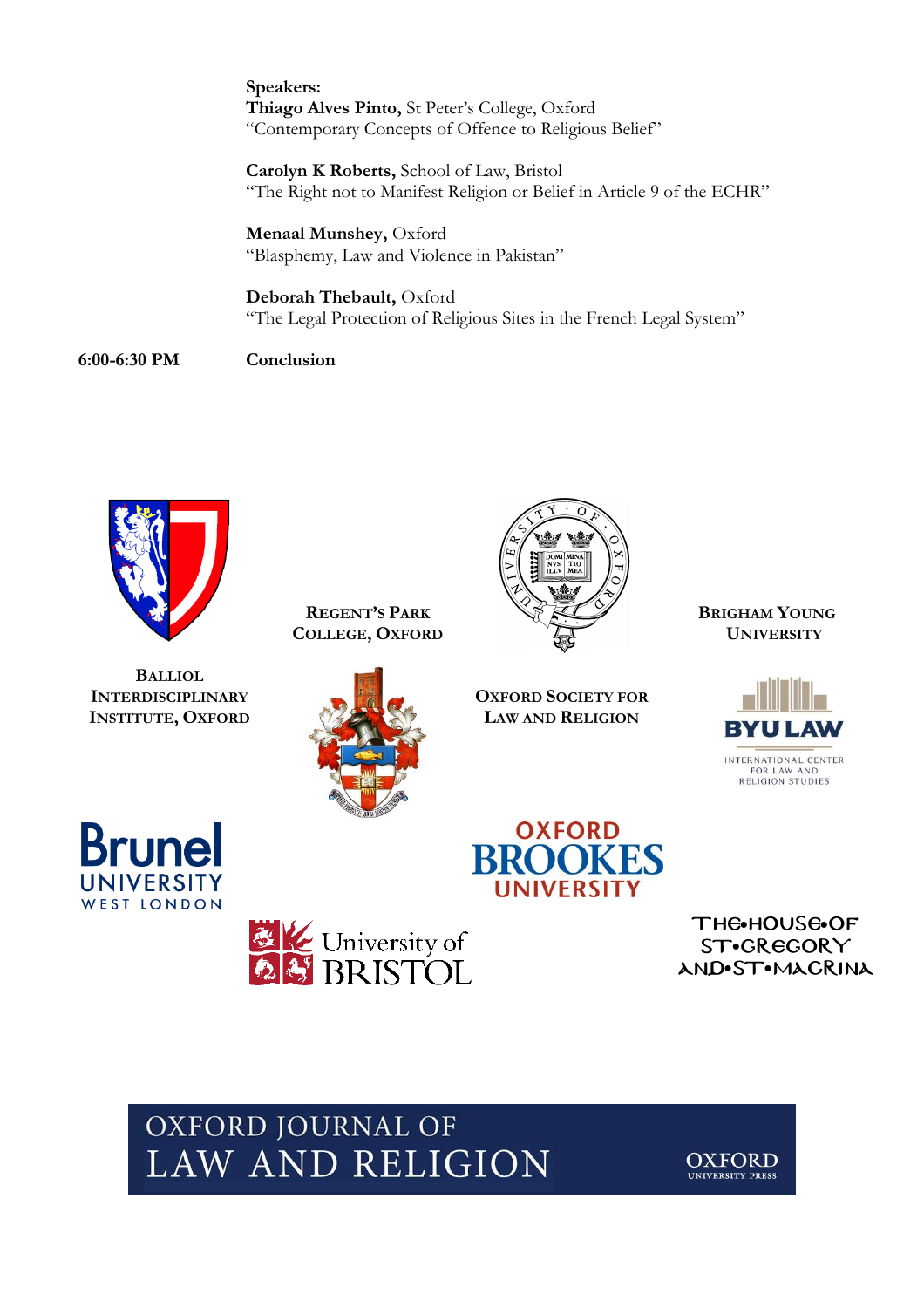**Speakers:**

**Thiago Alves Pinto,** St Peter's College, Oxford
"Contemporary Concepts of Offence to Religious Belief"

**Carolyn K Roberts,** School of Law, Bristol
"The Right not to Manifest Religion or Belief in Article 9 of the ECHR"

**Menaal Munshey,** Oxford
"Blasphemy, Law and Violence in Pakistan"

**Deborah Thebault,** Oxford
"The Legal Protection of Religious Sites in the French Legal System"

**6:00-6:30 PM** **Conclusion**

BALLIOL INTERDISCIPLINARY INSTITUTE, OXFORD

REGENT'S PARK COLLEGE, OXFORD

OXFORD SOCIETY FOR LAW AND RELIGION

BRIGHAM YOUNG UNIVERSITY

BYU LAW
INTERNATIONAL CENTER FOR LAW AND RELIGION STUDIES

Brunel UNIVERSITY WEST LONDON

OXFORD BROOKES UNIVERSITY

University of BRISTOL

THE•HOUSE•OF ST•GREGORY AND•ST•MACRINA

OXFORD JOURNAL OF LAW AND RELIGION

OXFORD UNIVERSITY PRESS